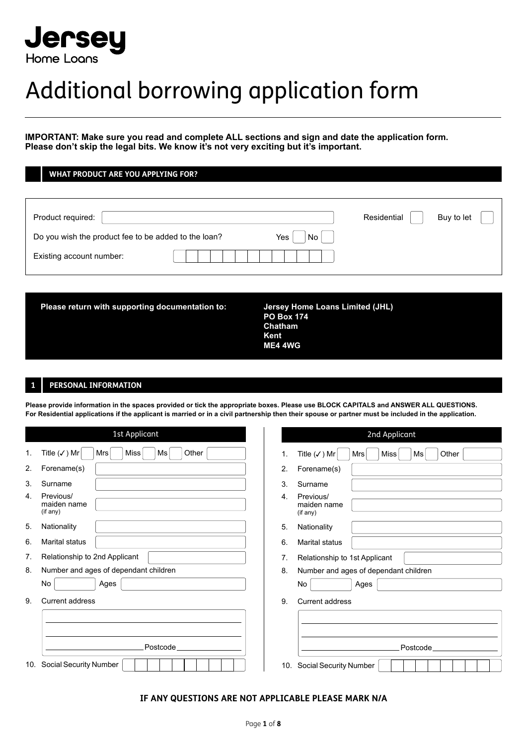# Jersey Home Loans

# Additional borrowing application form

**IMPORTANT: Make sure you read and complete ALL sections and sign and date the application form. Please don't skip the legal bits. We know it's not very exciting but it's important.**

## WHAT PRODUCT ARE YOU APPLYING FOR?

Product required: ______________________ Residential ☐ Buy to let ☐

Do you wish the product fee to be added to the loan? Yes ☐ No ☐

Existing account number: ☐☐☐☐☐☐☐☐☐☐☐☐☐

**Please return with supporting documentation to:**

**Jersey Home Loans Limited (JHL)**
**PO Box 174**
**Chatham**
**Kent**
**ME4 4WG**

## 1 PERSONAL INFORMATION

**Please provide information in the spaces provided or tick the appropriate boxes. Please use BLOCK CAPITALS and ANSWER ALL QUESTIONS. For Residential applications if the applicant is married or in a civil partnership then their spouse or partner must be included in the application.**

| | 1st Applicant | 2nd Applicant |
|---|---|---|
| 1. Title (✓) | Mr ☐ Mrs ☐ Miss ☐ Ms ☐ Other ☐ | Mr ☐ Mrs ☐ Miss ☐ Ms ☐ Other ☐ |
| 2. Forename(s) | | |
| 3. Surname | | |
| 4. Previous/ maiden name (if any) | | |
| 5. Nationality | | |
| 6. Marital status | | |
| 7. Relationship to 2nd Applicant / Relationship to 1st Applicant | | |
| 8. Number and ages of dependant children | No ___ Ages ___ | No ___ Ages ___ |
| 9. Current address | Postcode ___ | Postcode ___ |
| 10. Social Security Number | | |

**IF ANY QUESTIONS ARE NOT APPLICABLE PLEASE MARK N/A**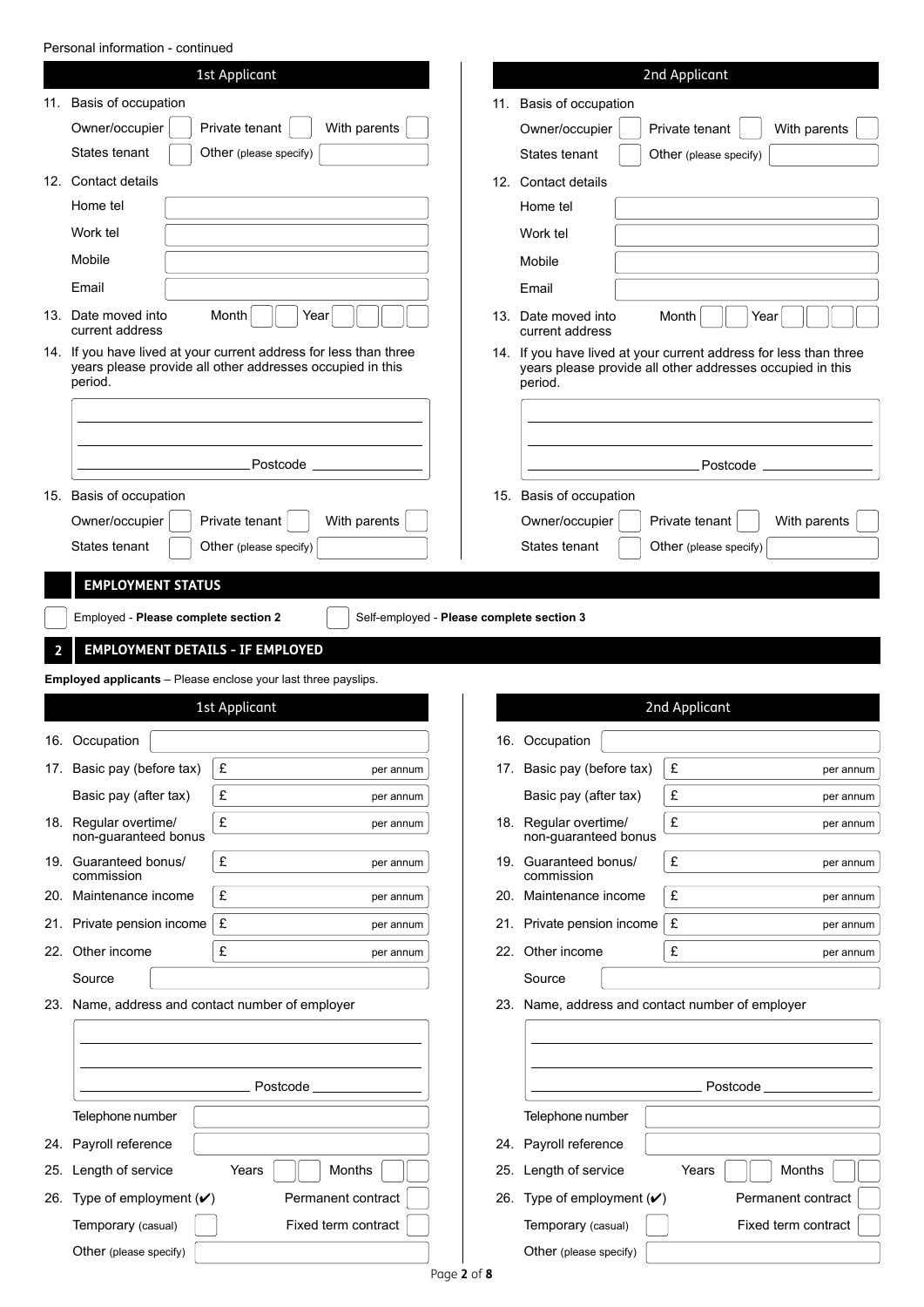Personal information - continued

### 1st Applicant

11. Basis of occupation

Owner/occupier ☐ Private tenant ☐ With parents ☐

States tenant ☐ Other (please specify) ________

12. Contact details

Home tel ________

Work tel ________

Mobile ________

Email ________

13. Date moved into current address Month ☐☐ Year ☐☐☐☐

14. If you have lived at your current address for less than three years please provide all other addresses occupied in this period.

________

________

________ Postcode ________

15. Basis of occupation

Owner/occupier ☐ Private tenant ☐ With parents ☐

States tenant ☐ Other (please specify) ________

### 2nd Applicant

11. Basis of occupation

Owner/occupier ☐ Private tenant ☐ With parents ☐

States tenant ☐ Other (please specify) ________

12. Contact details

Home tel ________

Work tel ________

Mobile ________

Email ________

13. Date moved into current address Month ☐☐ Year ☐☐☐☐

14. If you have lived at your current address for less than three years please provide all other addresses occupied in this period.

________

________

________ Postcode ________

15. Basis of occupation

Owner/occupier ☐ Private tenant ☐ With parents ☐

States tenant ☐ Other (please specify) ________

## EMPLOYMENT STATUS

☐ Employed - **Please complete section 2** ☐ Self-employed - **Please complete section 3**

## 2 EMPLOYMENT DETAILS - IF EMPLOYED

**Employed applicants** – Please enclose your last three payslips.

### 1st Applicant

16. Occupation ________

17. Basic pay (before tax) £ ________ per annum

Basic pay (after tax) £ ________ per annum

18. Regular overtime/ non-guaranteed bonus £ ________ per annum

19. Guaranteed bonus/ commission £ ________ per annum

20. Maintenance income £ ________ per annum

21. Private pension income £ ________ per annum

22. Other income £ ________ per annum

Source ________

23. Name, address and contact number of employer

________

________

________ Postcode ________

Telephone number ________

24. Payroll reference ________

25. Length of service Years ☐☐ Months ☐☐

26. Type of employment (✔) Permanent contract ☐

Temporary (casual) ☐ Fixed term contract ☐

Other (please specify) ________

### 2nd Applicant

16. Occupation ________

17. Basic pay (before tax) £ ________ per annum

Basic pay (after tax) £ ________ per annum

18. Regular overtime/ non-guaranteed bonus £ ________ per annum

19. Guaranteed bonus/ commission £ ________ per annum

20. Maintenance income £ ________ per annum

21. Private pension income £ ________ per annum

22. Other income £ ________ per annum

Source ________

23. Name, address and contact number of employer

________

________

________ Postcode ________

Telephone number ________

24. Payroll reference ________

25. Length of service Years ☐☐ Months ☐☐

26. Type of employment (✔) Permanent contract ☐

Temporary (casual) ☐ Fixed term contract ☐

Other (please specify) ________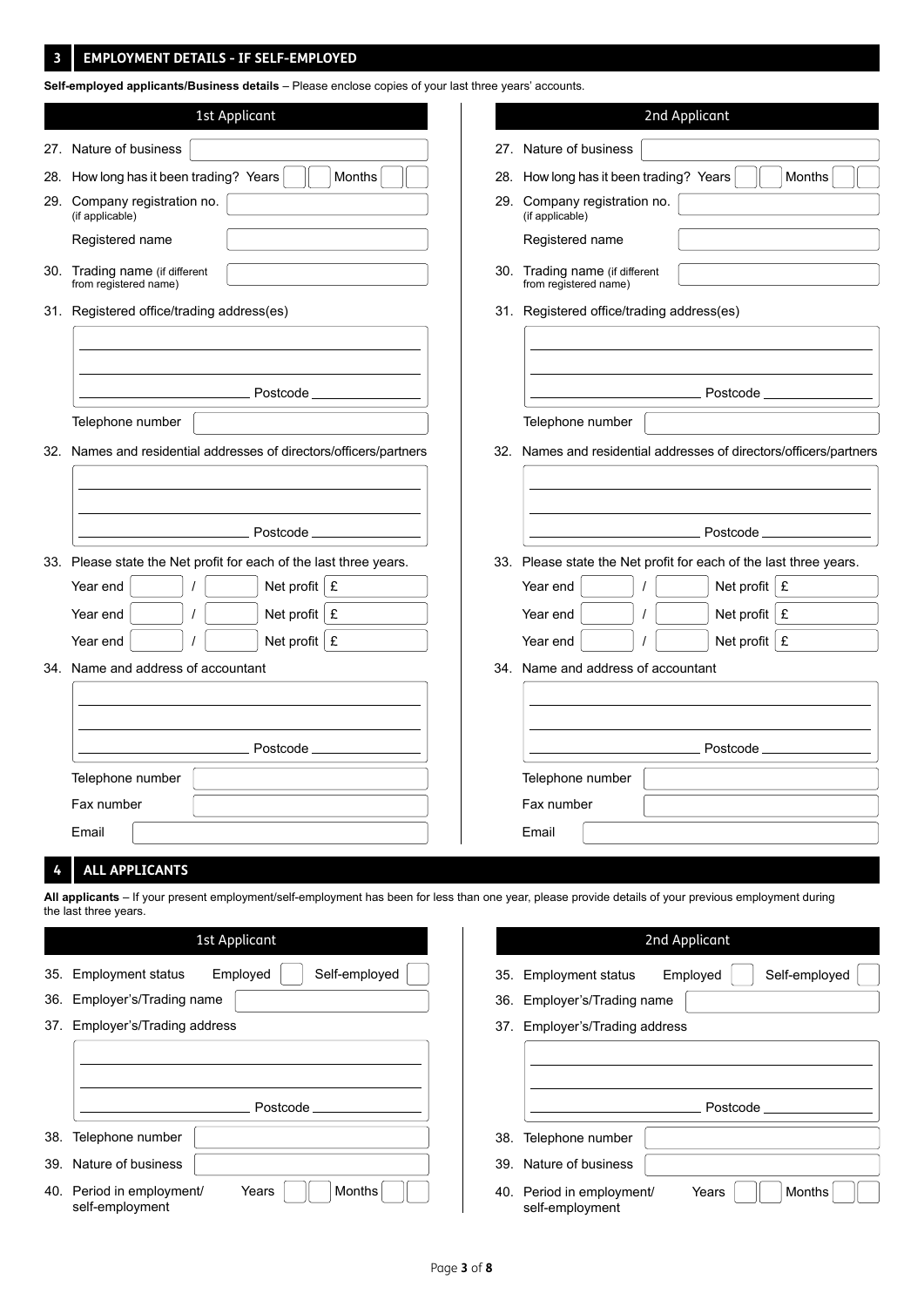## 3 EMPLOYMENT DETAILS - IF SELF-EMPLOYED

**Self-employed applicants/Business details** – Please enclose copies of your last three years' accounts.

### 1st Applicant

27. Nature of business

28. How long has it been trading? Years Months

29. Company registration no. (if applicable)

Registered name

30. Trading name (if different from registered name)

31. Registered office/trading address(es)

Postcode

Telephone number

32. Names and residential addresses of directors/officers/partners

Postcode

33. Please state the Net profit for each of the last three years.

Year end / Net profit £

Year end / Net profit £

Year end / Net profit £

34. Name and address of accountant

Postcode

Telephone number

Fax number

Email

### 2nd Applicant

27. Nature of business

28. How long has it been trading? Years Months

29. Company registration no. (if applicable)

Registered name

30. Trading name (if different from registered name)

31. Registered office/trading address(es)

Postcode

Telephone number

32. Names and residential addresses of directors/officers/partners

Postcode

33. Please state the Net profit for each of the last three years.

Year end / Net profit £

Year end / Net profit £

Year end / Net profit £

34. Name and address of accountant

Postcode

Telephone number

Fax number

Email

## 4 ALL APPLICANTS

**All applicants** – If your present employment/self-employment has been for less than one year, please provide details of your previous employment during the last three years.

### 1st Applicant

35. Employment status Employed Self-employed

36. Employer's/Trading name

37. Employer's/Trading address

Postcode

38. Telephone number

39. Nature of business

40. Period in employment/self-employment Years Months

### 2nd Applicant

35. Employment status Employed Self-employed

36. Employer's/Trading name

37. Employer's/Trading address

Postcode

38. Telephone number

39. Nature of business

40. Period in employment/self-employment Years Months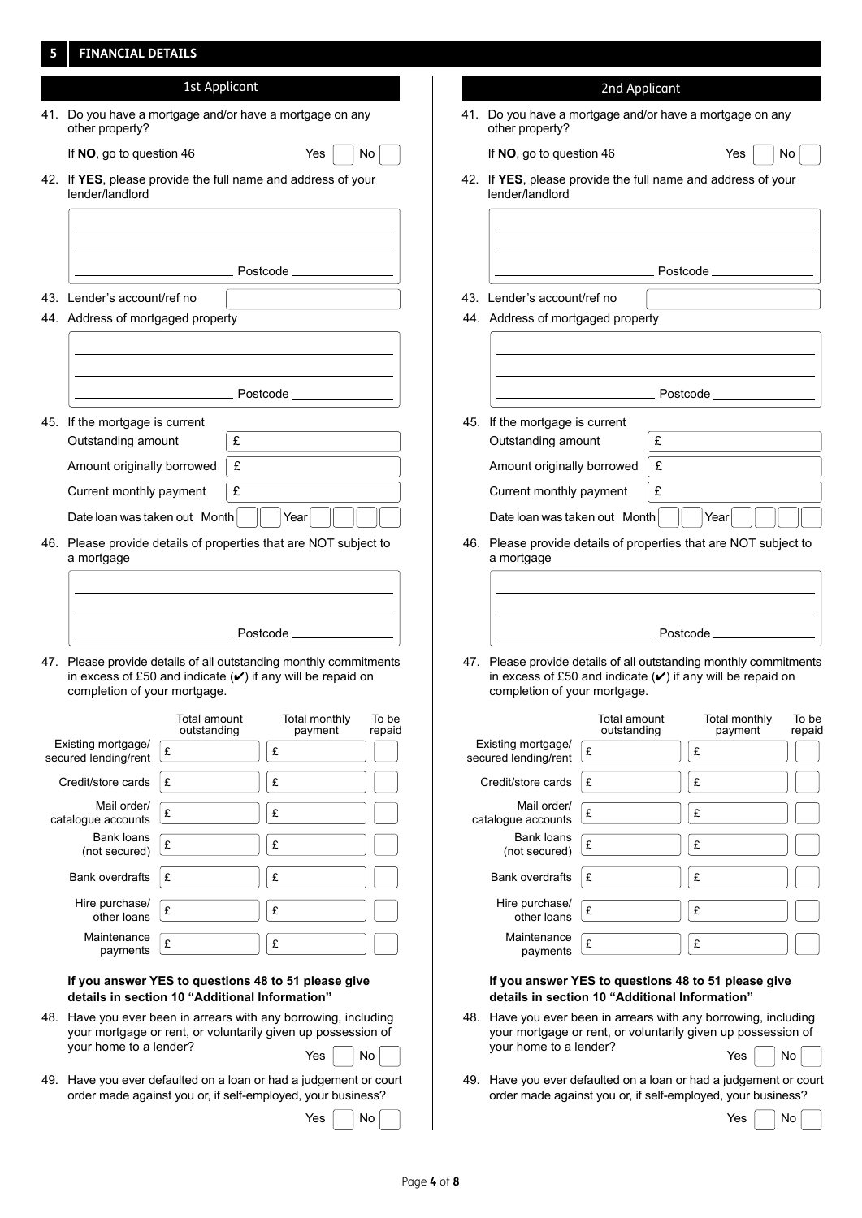## 5 FINANCIAL DETAILS

### 1st Applicant

41. Do you have a mortgage and/or have a mortgage on any other property?

    If **NO**, go to question 46 — Yes ☐ No ☐

42. If **YES**, please provide the full name and address of your lender/landlord

    ______________________________

    ______________________________

    ______________ Postcode ______________

43. Lender's account/ref no ______________

44. Address of mortgaged property

    ______________________________

    ______________________________

    ______________ Postcode ______________

45. If the mortgage is current

    Outstanding amount £

    Amount originally borrowed £

    Current monthly payment £

    Date loan was taken out Month ☐☐ Year ☐☐☐☐

46. Please provide details of properties that are NOT subject to a mortgage

    ______________________________

    ______________________________

    ______________ Postcode ______________

47. Please provide details of all outstanding monthly commitments in excess of £50 and indicate (✔) if any will be repaid on completion of your mortgage.

| | Total amount outstanding | Total monthly payment | To be repaid |
|---|---|---|---|
| Existing mortgage/ secured lending/rent | £ | £ | |
| Credit/store cards | £ | £ | |
| Mail order/ catalogue accounts | £ | £ | |
| Bank loans (not secured) | £ | £ | |
| Bank overdrafts | £ | £ | |
| Hire purchase/ other loans | £ | £ | |
| Maintenance payments | £ | £ | |

**If you answer YES to questions 48 to 51 please give details in section 10 "Additional Information"**

48. Have you ever been in arrears with any borrowing, including your mortgage or rent, or voluntarily given up possession of your home to a lender? Yes ☐ No ☐

49. Have you ever defaulted on a loan or had a judgement or court order made against you or, if self-employed, your business? Yes ☐ No ☐

### 2nd Applicant

41. Do you have a mortgage and/or have a mortgage on any other property?

    If **NO**, go to question 46 — Yes ☐ No ☐

42. If **YES**, please provide the full name and address of your lender/landlord

    ______________________________

    ______________________________

    ______________ Postcode ______________

43. Lender's account/ref no ______________

44. Address of mortgaged property

    ______________________________

    ______________________________

    ______________ Postcode ______________

45. If the mortgage is current

    Outstanding amount £

    Amount originally borrowed £

    Current monthly payment £

    Date loan was taken out Month ☐☐ Year ☐☐☐☐

46. Please provide details of properties that are NOT subject to a mortgage

    ______________________________

    ______________________________

    ______________ Postcode ______________

47. Please provide details of all outstanding monthly commitments in excess of £50 and indicate (✔) if any will be repaid on completion of your mortgage.

| | Total amount outstanding | Total monthly payment | To be repaid |
|---|---|---|---|
| Existing mortgage/ secured lending/rent | £ | £ | |
| Credit/store cards | £ | £ | |
| Mail order/ catalogue accounts | £ | £ | |
| Bank loans (not secured) | £ | £ | |
| Bank overdrafts | £ | £ | |
| Hire purchase/ other loans | £ | £ | |
| Maintenance payments | £ | £ | |

**If you answer YES to questions 48 to 51 please give details in section 10 "Additional Information"**

48. Have you ever been in arrears with any borrowing, including your mortgage or rent, or voluntarily given up possession of your home to a lender? Yes ☐ No ☐

49. Have you ever defaulted on a loan or had a judgement or court order made against you or, if self-employed, your business? Yes ☐ No ☐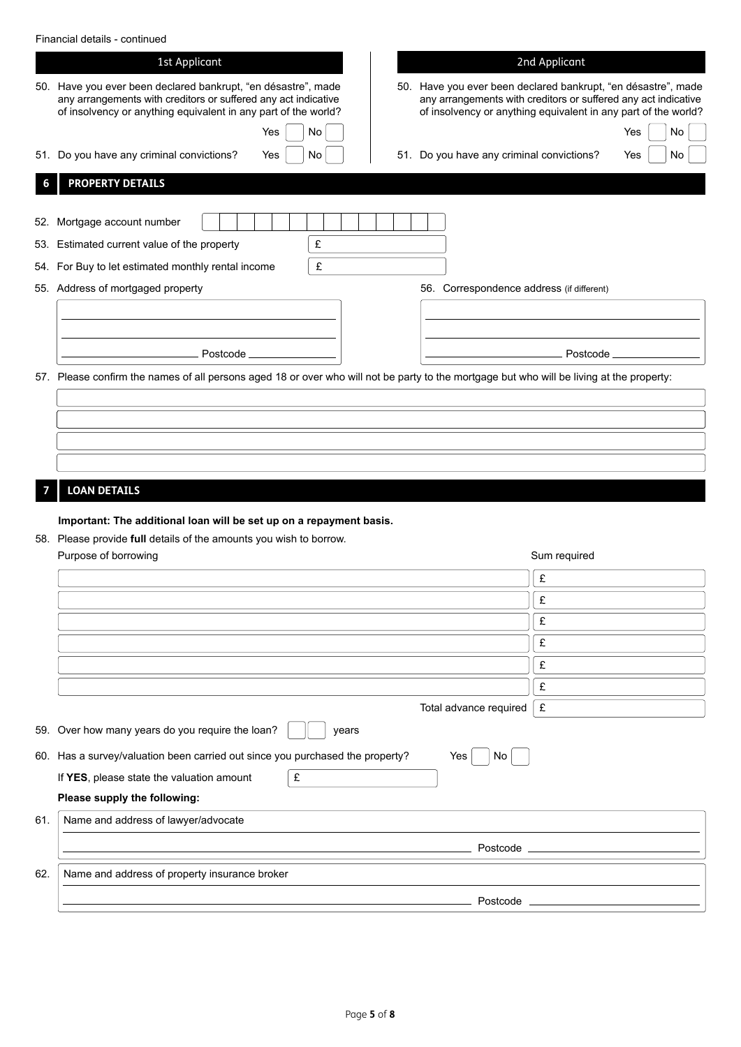Financial details - continued

**1st Applicant**

50. Have you ever been declared bankrupt, "en désastre", made any arrangements with creditors or suffered any act indicative of insolvency or anything equivalent in any part of the world?

Yes ☐ No ☐

51. Do you have any criminal convictions? Yes ☐ No ☐

**2nd Applicant**

50. Have you ever been declared bankrupt, "en désastre", made any arrangements with creditors or suffered any act indicative of insolvency or anything equivalent in any part of the world?

Yes ☐ No ☐

51. Do you have any criminal convictions? Yes ☐ No ☐

## 6 PROPERTY DETAILS

52. Mortgage account number

53. Estimated current value of the property £

54. For Buy to let estimated monthly rental income £

55. Address of mortgaged property

Postcode

56. Correspondence address (if different)

Postcode

57. Please confirm the names of all persons aged 18 or over who will not be party to the mortgage but who will be living at the property:

## 7 LOAN DETAILS

**Important: The additional loan will be set up on a repayment basis.**

58. Please provide **full** details of the amounts you wish to borrow.

| Purpose of borrowing | Sum required |
| --- | --- |
| | £ |
| | £ |
| | £ |
| | £ |
| | £ |
| | £ |
| Total advance required | £ |

59. Over how many years do you require the loan? years

60. Has a survey/valuation been carried out since you purchased the property? Yes ☐ No ☐

If **YES**, please state the valuation amount £

**Please supply the following:**

61. Name and address of lawyer/advocate

Postcode

62. Name and address of property insurance broker

Postcode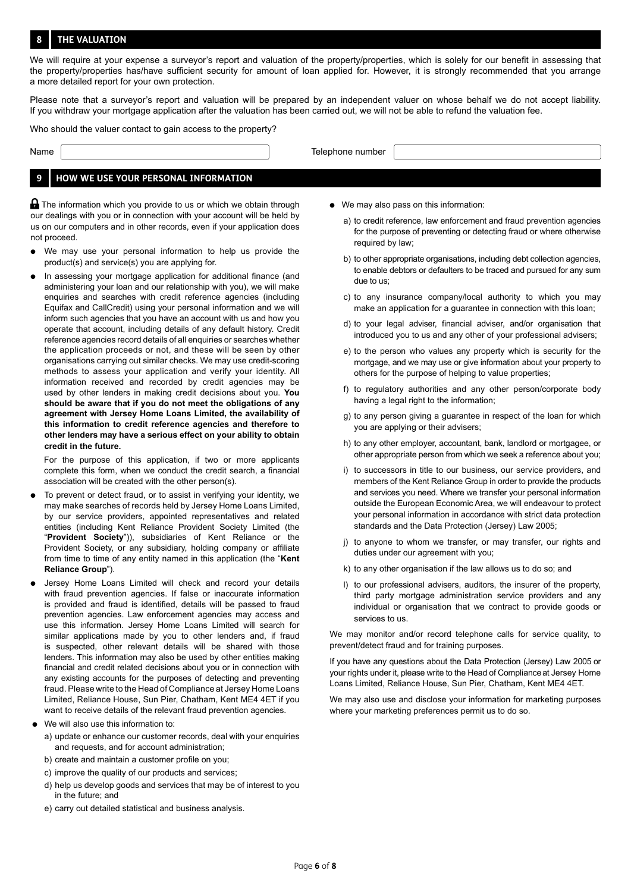## 8 THE VALUATION

We will require at your expense a surveyor's report and valuation of the property/properties, which is solely for our benefit in assessing that the property/properties has/have sufficient security for amount of loan applied for. However, it is strongly recommended that you arrange a more detailed report for your own protection.

Please note that a surveyor's report and valuation will be prepared by an independent valuer on whose behalf we do not accept liability. If you withdraw your mortgage application after the valuation has been carried out, we will not be able to refund the valuation fee.

Who should the valuer contact to gain access to the property?

Name [ ] Telephone number [ ]

## 9 HOW WE USE YOUR PERSONAL INFORMATION

The information which you provide to us or which we obtain through our dealings with you or in connection with your account will be held by us on our computers and in other records, even if your application does not proceed.

- We may use your personal information to help us provide the product(s) and service(s) you are applying for.
- In assessing your mortgage application for additional finance (and administering your loan and our relationship with you), we will make enquiries and searches with credit reference agencies (including Equifax and CallCredit) using your personal information and we will inform such agencies that you have an account with us and how you operate that account, including details of any default history. Credit reference agencies record details of all enquiries or searches whether the application proceeds or not, and these will be seen by other organisations carrying out similar checks. We may use credit-scoring methods to assess your application and verify your identity. All information received and recorded by credit agencies may be used by other lenders in making credit decisions about you. **You should be aware that if you do not meet the obligations of any agreement with Jersey Home Loans Limited, the availability of this information to credit reference agencies and therefore to other lenders may have a serious effect on your ability to obtain credit in the future.**

  For the purpose of this application, if two or more applicants complete this form, when we conduct the credit search, a financial association will be created with the other person(s).
- To prevent or detect fraud, or to assist in verifying your identity, we may make searches of records held by Jersey Home Loans Limited, by our service providers, appointed representatives and related entities (including Kent Reliance Provident Society Limited (the "**Provident Society**")), subsidiaries of Kent Reliance or the Provident Society, or any subsidiary, holding company or affiliate from time to time of any entity named in this application (the "**Kent Reliance Group**").
- Jersey Home Loans Limited will check and record your details with fraud prevention agencies. If false or inaccurate information is provided and fraud is identified, details will be passed to fraud prevention agencies. Law enforcement agencies may access and use this information. Jersey Home Loans Limited will search for similar applications made by you to other lenders and, if fraud is suspected, other relevant details will be shared with those lenders. This information may also be used by other entities making financial and credit related decisions about you or in connection with any existing accounts for the purposes of detecting and preventing fraud. Please write to the Head of Compliance at Jersey Home Loans Limited, Reliance House, Sun Pier, Chatham, Kent ME4 4ET if you want to receive details of the relevant fraud prevention agencies.
- We will also use this information to:
  a) update or enhance our customer records, deal with your enquiries and requests, and for account administration;
  b) create and maintain a customer profile on you;
  c) improve the quality of our products and services;
  d) help us develop goods and services that may be of interest to you in the future; and
  e) carry out detailed statistical and business analysis.
- We may also pass on this information:
  a) to credit reference, law enforcement and fraud prevention agencies for the purpose of preventing or detecting fraud or where otherwise required by law;
  b) to other appropriate organisations, including debt collection agencies, to enable debtors or defaulters to be traced and pursued for any sum due to us;
  c) to any insurance company/local authority to which you may make an application for a guarantee in connection with this loan;
  d) to your legal adviser, financial adviser, and/or organisation that introduced you to us and any other of your professional advisers;
  e) to the person who values any property which is security for the mortgage, and we may use or give information about your property to others for the purpose of helping to value properties;
  f) to regulatory authorities and any other person/corporate body having a legal right to the information;
  g) to any person giving a guarantee in respect of the loan for which you are applying or their advisers;
  h) to any other employer, accountant, bank, landlord or mortgagee, or other appropriate person from which we seek a reference about you;
  i) to successors in title to our business, our service providers, and members of the Kent Reliance Group in order to provide the products and services you need. Where we transfer your personal information outside the European Economic Area, we will endeavour to protect your personal information in accordance with strict data protection standards and the Data Protection (Jersey) Law 2005;
  j) to anyone to whom we transfer, or may transfer, our rights and duties under our agreement with you;
  k) to any other organisation if the law allows us to do so; and
  l) to our professional advisers, auditors, the insurer of the property, third party mortgage administration service providers and any individual or organisation that we contract to provide goods or services to us.

We may monitor and/or record telephone calls for service quality, to prevent/detect fraud and for training purposes.

If you have any questions about the Data Protection (Jersey) Law 2005 or your rights under it, please write to the Head of Compliance at Jersey Home Loans Limited, Reliance House, Sun Pier, Chatham, Kent ME4 4ET.

We may also use and disclose your information for marketing purposes where your marketing preferences permit us to do so.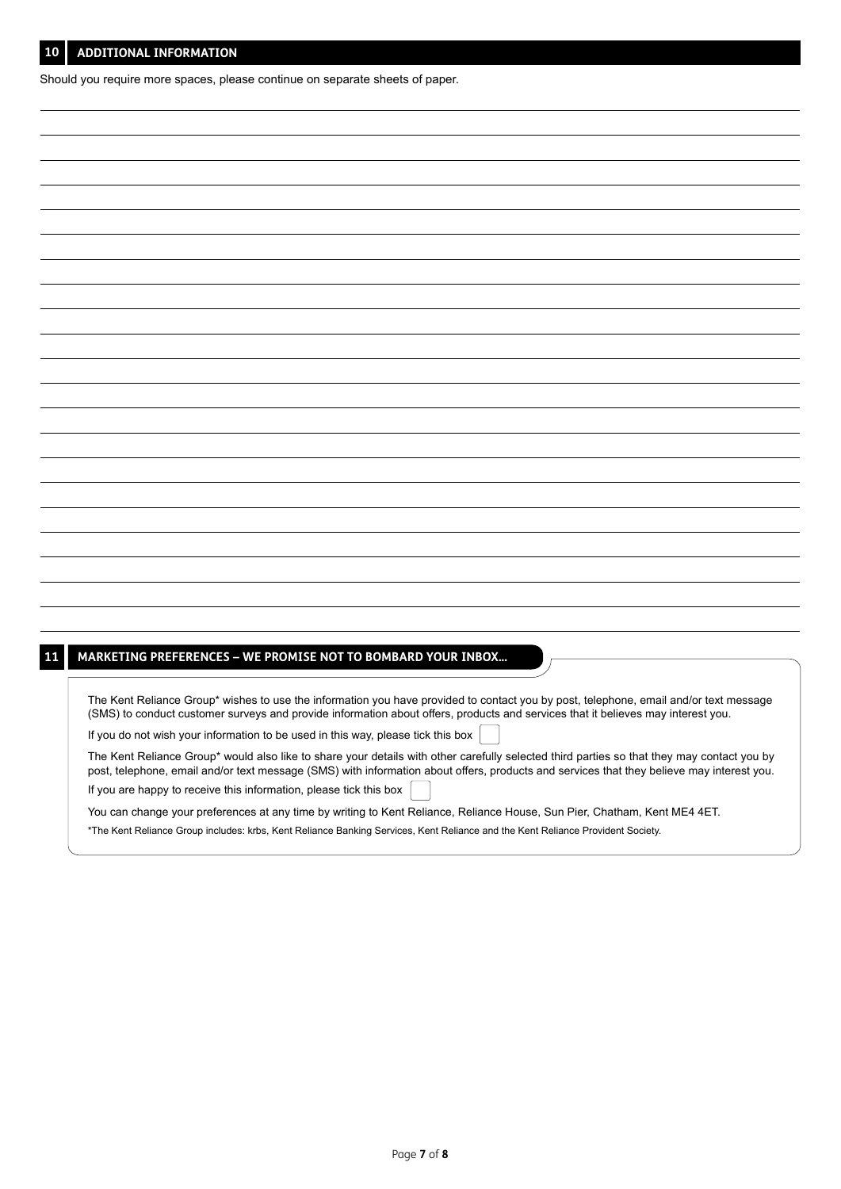## 10 ADDITIONAL INFORMATION

Should you require more spaces, please continue on separate sheets of paper.

## 11 MARKETING PREFERENCES – WE PROMISE NOT TO BOMBARD YOUR INBOX...

The Kent Reliance Group* wishes to use the information you have provided to contact you by post, telephone, email and/or text message (SMS) to conduct customer surveys and provide information about offers, products and services that it believes may interest you.

If you do not wish your information to be used in this way, please tick this box ☐

The Kent Reliance Group* would also like to share your details with other carefully selected third parties so that they may contact you by post, telephone, email and/or text message (SMS) with information about offers, products and services that they believe may interest you.

If you are happy to receive this information, please tick this box ☐

You can change your preferences at any time by writing to Kent Reliance, Reliance House, Sun Pier, Chatham, Kent ME4 4ET.

*The Kent Reliance Group includes: krbs, Kent Reliance Banking Services, Kent Reliance and the Kent Reliance Provident Society.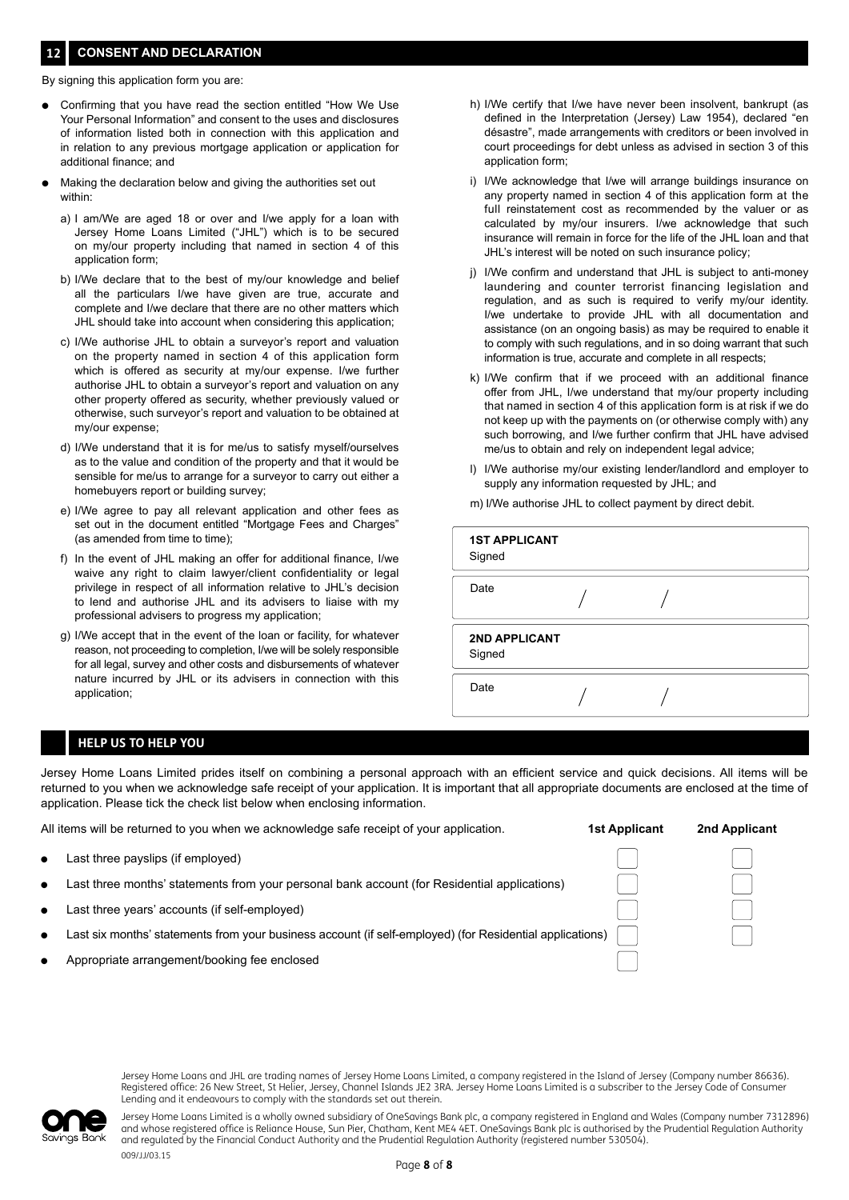## 12 CONSENT AND DECLARATION

By signing this application form you are:

- Confirming that you have read the section entitled "How We Use Your Personal Information" and consent to the uses and disclosures of information listed both in connection with this application and in relation to any previous mortgage application or application for additional finance; and
- Making the declaration below and giving the authorities set out within:

a) I am/We are aged 18 or over and I/we apply for a loan with Jersey Home Loans Limited ("JHL") which is to be secured on my/our property including that named in section 4 of this application form;

b) I/We declare that to the best of my/our knowledge and belief all the particulars I/we have given are true, accurate and complete and I/we declare that there are no other matters which JHL should take into account when considering this application;

c) I/We authorise JHL to obtain a surveyor's report and valuation on the property named in section 4 of this application form which is offered as security at my/our expense. I/we further authorise JHL to obtain a surveyor's report and valuation on any other property offered as security, whether previously valued or otherwise, such surveyor's report and valuation to be obtained at my/our expense;

d) I/We understand that it is for me/us to satisfy myself/ourselves as to the value and condition of the property and that it would be sensible for me/us to arrange for a surveyor to carry out either a homebuyers report or building survey;

e) I/We agree to pay all relevant application and other fees as set out in the document entitled "Mortgage Fees and Charges" (as amended from time to time);

f) In the event of JHL making an offer for additional finance, I/we waive any right to claim lawyer/client confidentiality or legal privilege in respect of all information relative to JHL's decision to lend and authorise JHL and its advisers to liaise with my professional advisers to progress my application;

g) I/We accept that in the event of the loan or facility, for whatever reason, not proceeding to completion, I/we will be solely responsible for all legal, survey and other costs and disbursements of whatever nature incurred by JHL or its advisers in connection with this application;

h) I/We certify that I/we have never been insolvent, bankrupt (as defined in the Interpretation (Jersey) Law 1954), declared "en désastre", made arrangements with creditors or been involved in court proceedings for debt unless as advised in section 3 of this application form;

i) I/We acknowledge that I/we will arrange buildings insurance on any property named in section 4 of this application form at the full reinstatement cost as recommended by the valuer or as calculated by my/our insurers. I/we acknowledge that such insurance will remain in force for the life of the JHL loan and that JHL's interest will be noted on such insurance policy;

j) I/We confirm and understand that JHL is subject to anti-money laundering and counter terrorist financing legislation and regulation, and as such is required to verify my/our identity. I/we undertake to provide JHL with all documentation and assistance (on an ongoing basis) as may be required to enable it to comply with such regulations, and in so doing warrant that such information is true, accurate and complete in all respects;

k) I/We confirm that if we proceed with an additional finance offer from JHL, I/we understand that my/our property including that named in section 4 of this application form is at risk if we do not keep up with the payments on (or otherwise comply with) any such borrowing, and I/we further confirm that JHL have advised me/us to obtain and rely on independent legal advice;

l) I/We authorise my/our existing lender/landlord and employer to supply any information requested by JHL; and

m) I/We authorise JHL to collect payment by direct debit.

| | |
|---|---|
| **1ST APPLICANT** Signed | |
| Date | / / |
| **2ND APPLICANT** Signed | |
| Date | / / |

## HELP US TO HELP YOU

Jersey Home Loans Limited prides itself on combining a personal approach with an efficient service and quick decisions. All items will be returned to you when we acknowledge safe receipt of your application. It is important that all appropriate documents are enclosed at the time of application. Please tick the check list below when enclosing information.

| All items will be returned to you when we acknowledge safe receipt of your application. | 1st Applicant | 2nd Applicant |
|---|---|---|
| Last three payslips (if employed) | ☐ | ☐ |
| Last three months' statements from your personal bank account (for Residential applications) | ☐ | ☐ |
| Last three years' accounts (if self-employed) | ☐ | ☐ |
| Last six months' statements from your business account (if self-employed) (for Residential applications) | ☐ | ☐ |
| Appropriate arrangement/booking fee enclosed | ☐ | |

Jersey Home Loans and JHL are trading names of Jersey Home Loans Limited, a company registered in the Island of Jersey (Company number 86636). Registered office: 26 New Street, St Helier, Jersey, Channel Islands JE2 3RA. Jersey Home Loans Limited is a subscriber to the Jersey Code of Consumer Lending and it endeavours to comply with the standards set out therein.

Jersey Home Loans Limited is a wholly owned subsidiary of OneSavings Bank plc, a company registered in England and Wales (Company number 7312896) and whose registered office is Reliance House, Sun Pier, Chatham, Kent ME4 4ET. OneSavings Bank plc is authorised by the Prudential Regulation Authority and regulated by the Financial Conduct Authority and the Prudential Regulation Authority (registered number 530504).

009/JJ/03.15